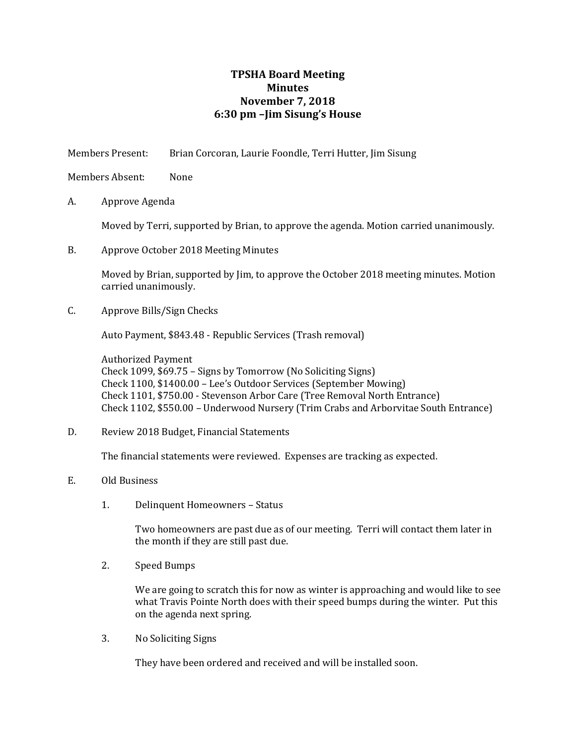# TPSHA Board Meeting
## Minutes
## November 7, 2018
## 6:30 pm –Jim Sisung's House

Members Present: Brian Corcoran, Laurie Foondle, Terri Hutter, Jim Sisung

Members Absent: None

A. Approve Agenda

Moved by Terri, supported by Brian, to approve the agenda. Motion carried unanimously.

B. Approve October 2018 Meeting Minutes

Moved by Brian, supported by Jim, to approve the October 2018 meeting minutes. Motion carried unanimously.

C. Approve Bills/Sign Checks

Auto Payment, $843.48 - Republic Services (Trash removal)

Authorized Payment
Check 1099, $69.75 – Signs by Tomorrow (No Soliciting Signs)
Check 1100, $1400.00 – Lee's Outdoor Services (September Mowing)
Check 1101, $750.00 - Stevenson Arbor Care (Tree Removal North Entrance)
Check 1102, $550.00 – Underwood Nursery (Trim Crabs and Arborvitae South Entrance)

D. Review 2018 Budget, Financial Statements

The financial statements were reviewed. Expenses are tracking as expected.

E. Old Business

1. Delinquent Homeowners – Status

   Two homeowners are past due as of our meeting. Terri will contact them later in the month if they are still past due.

2. Speed Bumps

   We are going to scratch this for now as winter is approaching and would like to see what Travis Pointe North does with their speed bumps during the winter. Put this on the agenda next spring.

3. No Soliciting Signs

   They have been ordered and received and will be installed soon.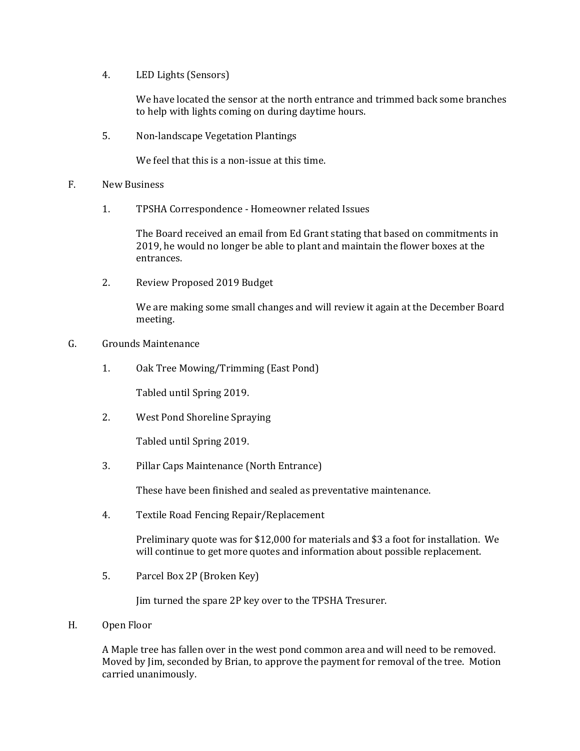4. LED Lights (Sensors)

   We have located the sensor at the north entrance and trimmed back some branches to help with lights coming on during daytime hours.

5. Non-landscape Vegetation Plantings

   We feel that this is a non-issue at this time.

F. New Business

1. TPSHA Correspondence - Homeowner related Issues

   The Board received an email from Ed Grant stating that based on commitments in 2019, he would no longer be able to plant and maintain the flower boxes at the entrances.

2. Review Proposed 2019 Budget

   We are making some small changes and will review it again at the December Board meeting.

G. Grounds Maintenance

1. Oak Tree Mowing/Trimming (East Pond)

   Tabled until Spring 2019.

2. West Pond Shoreline Spraying

   Tabled until Spring 2019.

3. Pillar Caps Maintenance (North Entrance)

   These have been finished and sealed as preventative maintenance.

4. Textile Road Fencing Repair/Replacement

   Preliminary quote was for $12,000 for materials and $3 a foot for installation. We will continue to get more quotes and information about possible replacement.

5. Parcel Box 2P (Broken Key)

   Jim turned the spare 2P key over to the TPSHA Tresurer.

H. Open Floor

A Maple tree has fallen over in the west pond common area and will need to be removed. Moved by Jim, seconded by Brian, to approve the payment for removal of the tree. Motion carried unanimously.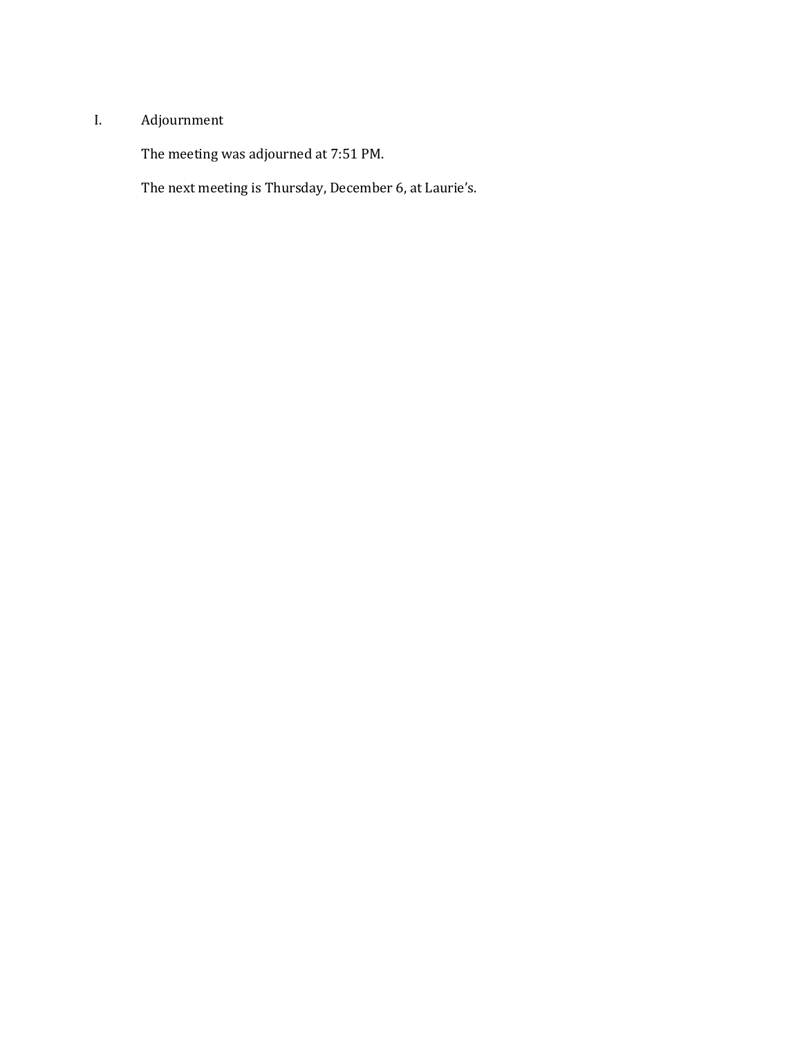## I. Adjournment

The meeting was adjourned at 7:51 PM.

The next meeting is Thursday, December 6, at Laurie's.